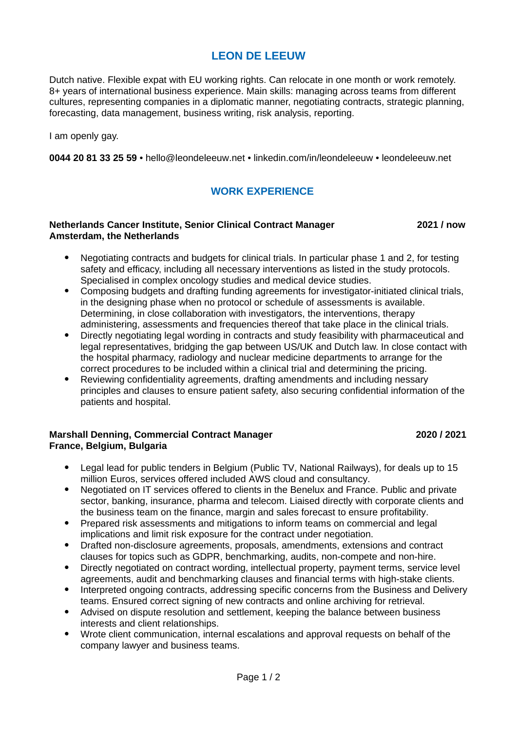# LEON DE LEEUW

Dutch native. Flexible expat with EU working rights. Can relocate in one month or work remotely. 8+ years of international business experience. Main skills: managing across teams from different cultures, representing companies in a diplomatic manner, negotiating contracts, strategic planning, forecasting, data management, business writing, risk analysis, reporting.

I am openly gay.

**0044 20 81 33 25 59** • hello@leondeleeuw.net • linkedin.com/in/leondeleeuw • leondeleeuw.net

## WORK EXPERIENCE

**Netherlands Cancer Institute, Senior Clinical Contract Manager** **2021 / now**
**Amsterdam, the Netherlands**

- Negotiating contracts and budgets for clinical trials. In particular phase 1 and 2, for testing safety and efficacy, including all necessary interventions as listed in the study protocols. Specialised in complex oncology studies and medical device studies.
- Composing budgets and drafting funding agreements for investigator-initiated clinical trials, in the designing phase when no protocol or schedule of assessments is available. Determining, in close collaboration with investigators, the interventions, therapy administering, assessments and frequencies thereof that take place in the clinical trials.
- Directly negotiating legal wording in contracts and study feasibility with pharmaceutical and legal representatives, bridging the gap between US/UK and Dutch law. In close contact with the hospital pharmacy, radiology and nuclear medicine departments to arrange for the correct procedures to be included within a clinical trial and determining the pricing.
- Reviewing confidentiality agreements, drafting amendments and including nessary principles and clauses to ensure patient safety, also securing confidential information of the patients and hospital.

**Marshall Denning, Commercial Contract Manager** **2020 / 2021**
**France, Belgium, Bulgaria**

- Legal lead for public tenders in Belgium (Public TV, National Railways), for deals up to 15 million Euros, services offered included AWS cloud and consultancy.
- Negotiated on IT services offered to clients in the Benelux and France. Public and private sector, banking, insurance, pharma and telecom. Liaised directly with corporate clients and the business team on the finance, margin and sales forecast to ensure profitability.
- Prepared risk assessments and mitigations to inform teams on commercial and legal implications and limit risk exposure for the contract under negotiation.
- Drafted non-disclosure agreements, proposals, amendments, extensions and contract clauses for topics such as GDPR, benchmarking, audits, non-compete and non-hire.
- Directly negotiated on contract wording, intellectual property, payment terms, service level agreements, audit and benchmarking clauses and financial terms with high-stake clients.
- Interpreted ongoing contracts, addressing specific concerns from the Business and Delivery teams. Ensured correct signing of new contracts and online archiving for retrieval.
- Advised on dispute resolution and settlement, keeping the balance between business interests and client relationships.
- Wrote client communication, internal escalations and approval requests on behalf of the company lawyer and business teams.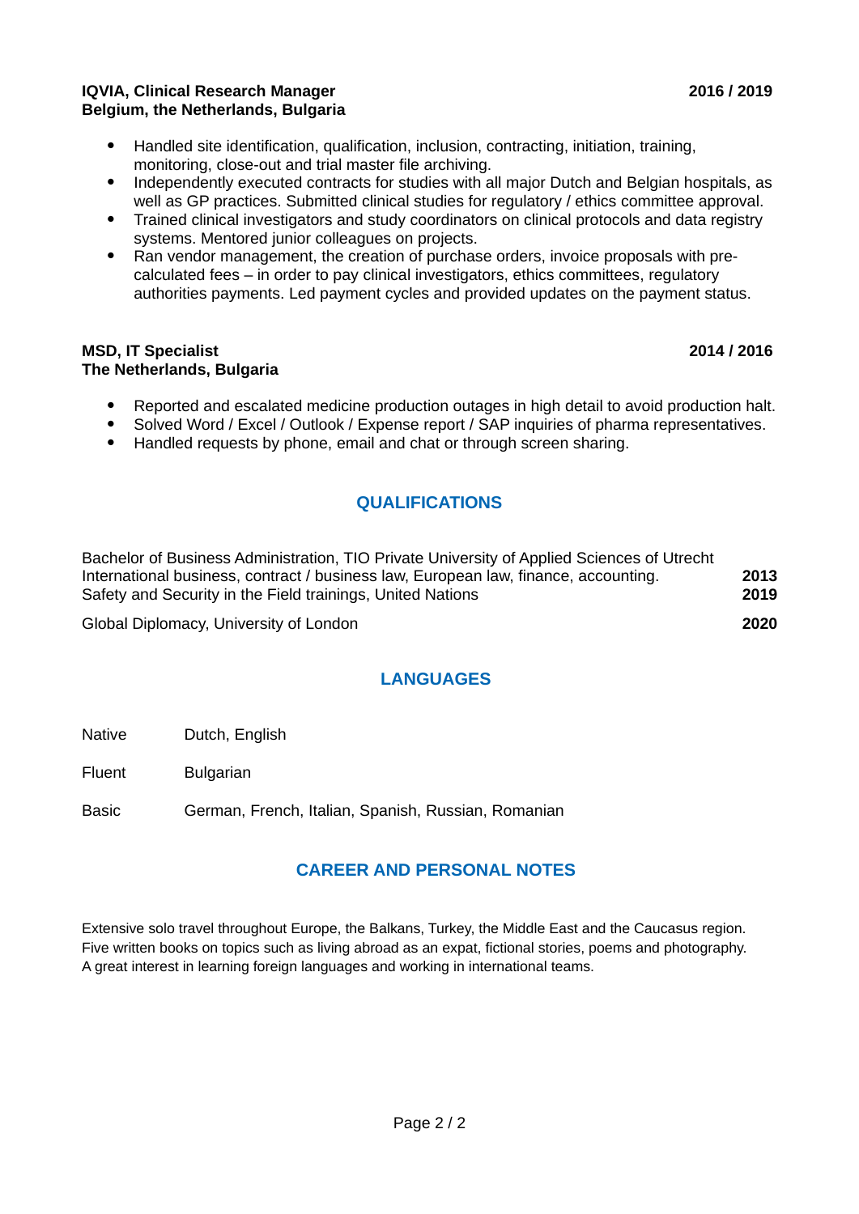**IQVIA, Clinical Research Manager** **2016 / 2019**
**Belgium, the Netherlands, Bulgaria**

- Handled site identification, qualification, inclusion, contracting, initiation, training, monitoring, close-out and trial master file archiving.
- Independently executed contracts for studies with all major Dutch and Belgian hospitals, as well as GP practices. Submitted clinical studies for regulatory / ethics committee approval.
- Trained clinical investigators and study coordinators on clinical protocols and data registry systems. Mentored junior colleagues on projects.
- Ran vendor management, the creation of purchase orders, invoice proposals with pre-calculated fees – in order to pay clinical investigators, ethics committees, regulatory authorities payments. Led payment cycles and provided updates on the payment status.

**MSD, IT Specialist** **2014 / 2016**
**The Netherlands, Bulgaria**

- Reported and escalated medicine production outages in high detail to avoid production halt.
- Solved Word / Excel / Outlook / Expense report / SAP inquiries of pharma representatives.
- Handled requests by phone, email and chat or through screen sharing.

## QUALIFICATIONS

Bachelor of Business Administration, TIO Private University of Applied Sciences of Utrecht
International business, contract / business law, European law, finance, accounting. **2013**
Safety and Security in the Field trainings, United Nations **2019**

Global Diplomacy, University of London **2020**

## LANGUAGES

| | |
|---|---|
| Native | Dutch, English |
| Fluent | Bulgarian |
| Basic | German, French, Italian, Spanish, Russian, Romanian |

## CAREER AND PERSONAL NOTES

Extensive solo travel throughout Europe, the Balkans, Turkey, the Middle East and the Caucasus region.
Five written books on topics such as living abroad as an expat, fictional stories, poems and photography.
A great interest in learning foreign languages and working in international teams.